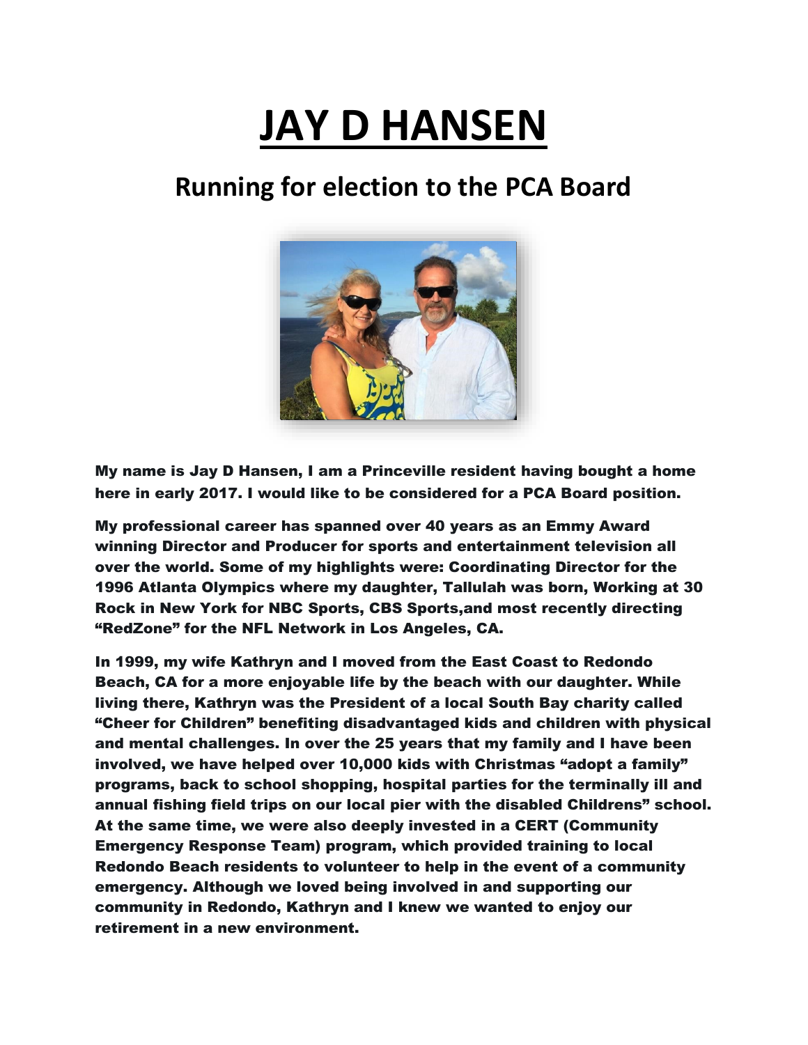# JAY D HANSEN

## Running for election to the PCA Board

**My name is Jay D Hansen, I am a Princeville resident having bought a home here in early 2017. I would like to be considered for a PCA Board position.**

**My professional career has spanned over 40 years as an Emmy Award winning Director and Producer for sports and entertainment television all over the world. Some of my highlights were: Coordinating Director for the 1996 Atlanta Olympics where my daughter, Tallulah was born, Working at 30 Rock in New York for NBC Sports, CBS Sports,and most recently directing "RedZone" for the NFL Network in Los Angeles, CA.**

**In 1999, my wife Kathryn and I moved from the East Coast to Redondo Beach, CA for a more enjoyable life by the beach with our daughter. While living there, Kathryn was the President of a local South Bay charity called "Cheer for Children" benefiting disadvantaged kids and children with physical and mental challenges. In over the 25 years that my family and I have been involved, we have helped over 10,000 kids with Christmas "adopt a family" programs, back to school shopping, hospital parties for the terminally ill and annual fishing field trips on our local pier with the disabled Childrens" school. At the same time, we were also deeply invested in a CERT (Community Emergency Response Team) program, which provided training to local Redondo Beach residents to volunteer to help in the event of a community emergency. Although we loved being involved in and supporting our community in Redondo, Kathryn and I knew we wanted to enjoy our retirement in a new environment.**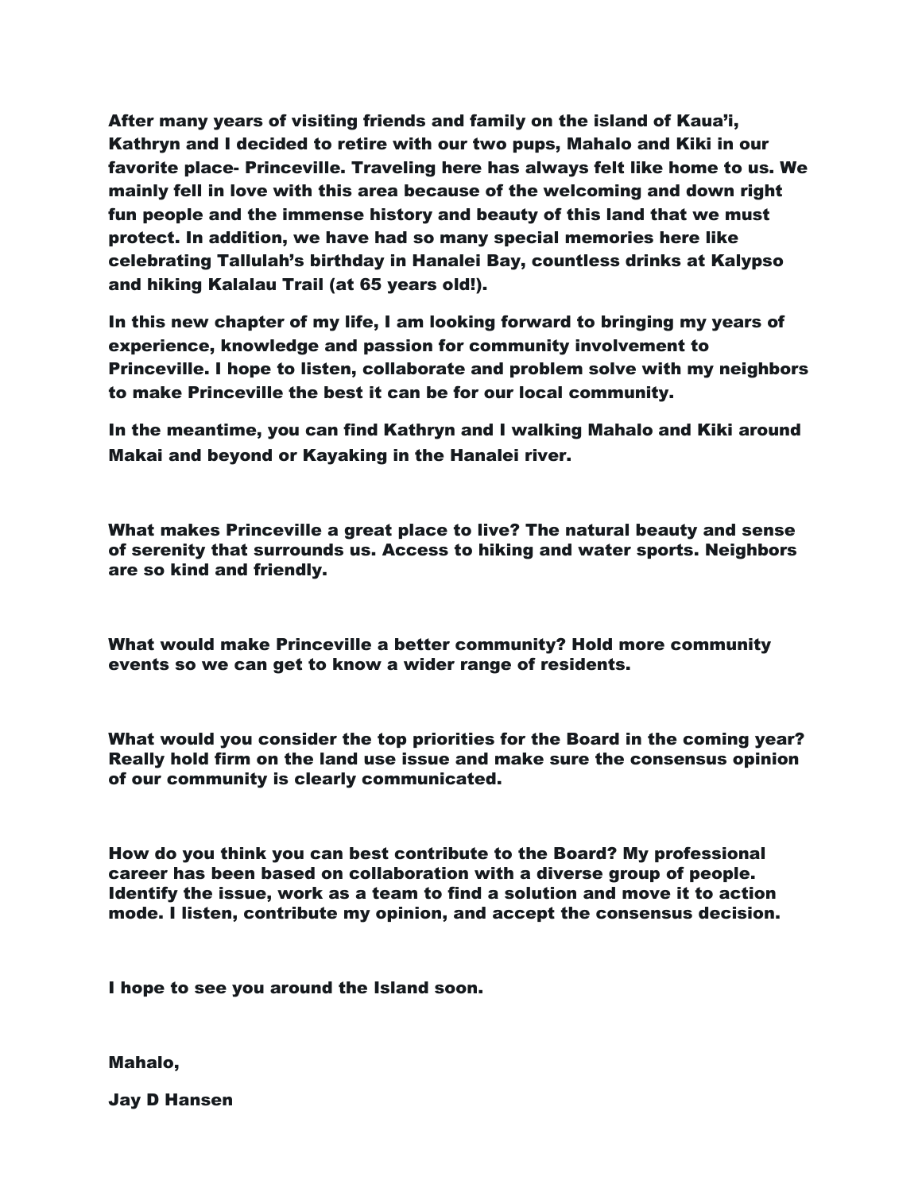**After many years of visiting friends and family on the island of Kaua'i, Kathryn and I decided to retire with our two pups, Mahalo and Kiki in our favorite place- Princeville. Traveling here has always felt like home to us. We mainly fell in love with this area because of the welcoming and down right fun people and the immense history and beauty of this land that we must protect. In addition, we have had so many special memories here like celebrating Tallulah's birthday in Hanalei Bay, countless drinks at Kalypso and hiking Kalalau Trail (at 65 years old!).**

**In this new chapter of my life, I am looking forward to bringing my years of experience, knowledge and passion for community involvement to Princeville. I hope to listen, collaborate and problem solve with my neighbors to make Princeville the best it can be for our local community.**

**In the meantime, you can find Kathryn and I walking Mahalo and Kiki around Makai and beyond or Kayaking in the Hanalei river.**

**What makes Princeville a great place to live? The natural beauty and sense of serenity that surrounds us. Access to hiking and water sports. Neighbors are so kind and friendly.**

**What would make Princeville a better community? Hold more community events so we can get to know a wider range of residents.**

**What would you consider the top priorities for the Board in the coming year? Really hold firm on the land use issue and make sure the consensus opinion of our community is clearly communicated.**

**How do you think you can best contribute to the Board? My professional career has been based on collaboration with a diverse group of people. Identify the issue, work as a team to find a solution and move it to action mode. I listen, contribute my opinion, and accept the consensus decision.**

**I hope to see you around the Island soon.**

**Mahalo,**

**Jay D Hansen**